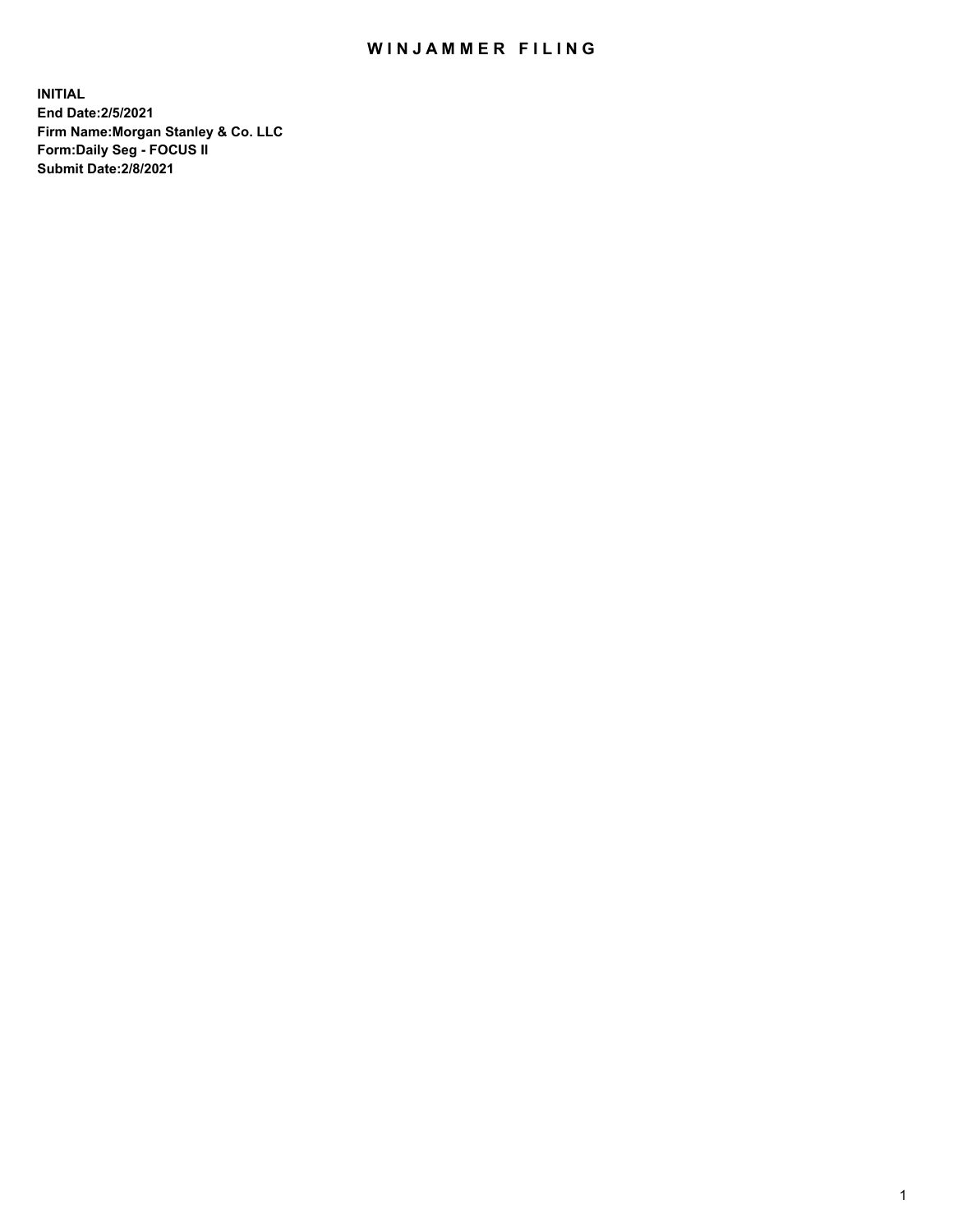# WINJAMMER FILING

**INITIAL**
**End Date:2/5/2021**
**Firm Name:Morgan Stanley & Co. LLC**
**Form:Daily Seg - FOCUS II**
**Submit Date:2/8/2021**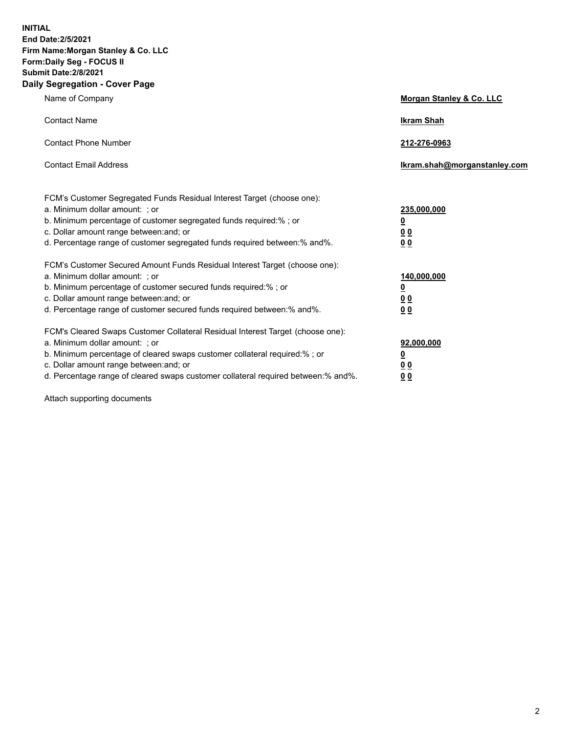**INITIAL**
**End Date:2/5/2021**
**Firm Name:Morgan Stanley & Co. LLC**
**Form:Daily Seg - FOCUS II**
**Submit Date:2/8/2021**

## Daily Segregation - Cover Page

| | |
|---|---|
| Name of Company | **Morgan Stanley & Co. LLC** |
| Contact Name | **Ikram Shah** |
| Contact Phone Number | **212-276-0963** |
| Contact Email Address | **Ikram.shah@morganstanley.com** |

| | |
|---|---|
| FCM's Customer Segregated Funds Residual Interest Target (choose one): | |
| a. Minimum dollar amount: ; or | **235,000,000** |
| b. Minimum percentage of customer segregated funds required:% ; or | **0** |
| c. Dollar amount range between:and; or | **0 0** |
| d. Percentage range of customer segregated funds required between:% and%. | **0 0** |
| FCM's Customer Secured Amount Funds Residual Interest Target (choose one): | |
| a. Minimum dollar amount: ; or | **140,000,000** |
| b. Minimum percentage of customer secured funds required:% ; or | **0** |
| c. Dollar amount range between:and; or | **0 0** |
| d. Percentage range of customer secured funds required between:% and%. | **0 0** |
| FCM's Cleared Swaps Customer Collateral Residual Interest Target (choose one): | |
| a. Minimum dollar amount: ; or | **92,000,000** |
| b. Minimum percentage of cleared swaps customer collateral required:% ; or | **0** |
| c. Dollar amount range between:and; or | **0 0** |
| d. Percentage range of cleared swaps customer collateral required between:% and%. | **0 0** |

Attach supporting documents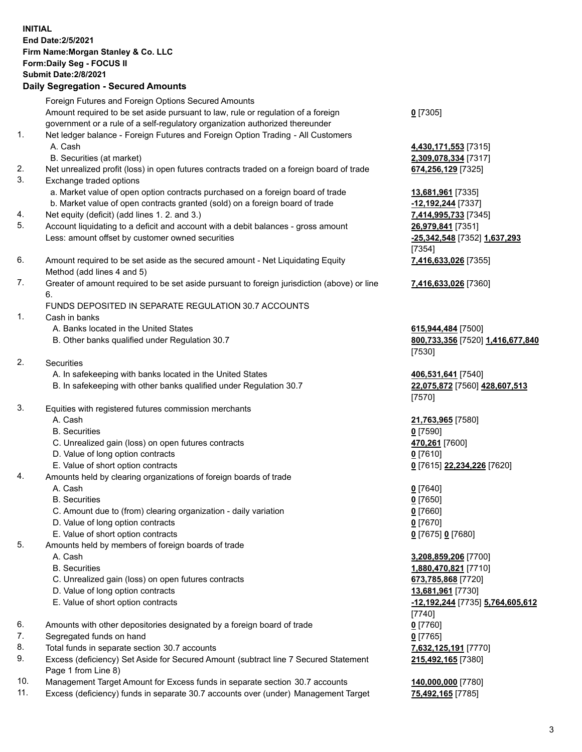**INITIAL**
**End Date:2/5/2021**
**Firm Name:Morgan Stanley & Co. LLC**
**Form:Daily Seg - FOCUS II**
**Submit Date:2/8/2021**

## Daily Segregation - Secured Amounts

| | | |
|---|---|---|
| | Foreign Futures and Foreign Options Secured Amounts | |
| | Amount required to be set aside pursuant to law, rule or regulation of a foreign government or a rule of a self-regulatory organization authorized thereunder | **0** [7305] |
| 1. | Net ledger balance - Foreign Futures and Foreign Option Trading - All Customers | |
| | A. Cash | **4,430,171,553** [7315] |
| | B. Securities (at market) | **2,309,078,334** [7317] |
| 2. | Net unrealized profit (loss) in open futures contracts traded on a foreign board of trade | **674,256,129** [7325] |
| 3. | Exchange traded options | |
| | a. Market value of open option contracts purchased on a foreign board of trade | **13,681,961** [7335] |
| | b. Market value of open contracts granted (sold) on a foreign board of trade | **-12,192,244** [7337] |
| 4. | Net equity (deficit) (add lines 1. 2. and 3.) | **7,414,995,733** [7345] |
| 5. | Account liquidating to a deficit and account with a debit balances - gross amount | **26,979,841** [7351] |
| | Less: amount offset by customer owned securities | **-25,342,548** [7352] **1,637,293** [7354] |
| 6. | Amount required to be set aside as the secured amount - Net Liquidating Equity Method (add lines 4 and 5) | **7,416,633,026** [7355] |
| 7. | Greater of amount required to be set aside pursuant to foreign jurisdiction (above) or line 6. | **7,416,633,026** [7360] |
| | FUNDS DEPOSITED IN SEPARATE REGULATION 30.7 ACCOUNTS | |
| 1. | Cash in banks | |
| | A. Banks located in the United States | **615,944,484** [7500] |
| | B. Other banks qualified under Regulation 30.7 | **800,733,356** [7520] **1,416,677,840** [7530] |
| 2. | Securities | |
| | A. In safekeeping with banks located in the United States | **406,531,641** [7540] |
| | B. In safekeeping with other banks qualified under Regulation 30.7 | **22,075,872** [7560] **428,607,513** [7570] |
| 3. | Equities with registered futures commission merchants | |
| | A. Cash | **21,763,965** [7580] |
| | B. Securities | **0** [7590] |
| | C. Unrealized gain (loss) on open futures contracts | **470,261** [7600] |
| | D. Value of long option contracts | **0** [7610] |
| | E. Value of short option contracts | **0** [7615] **22,234,226** [7620] |
| 4. | Amounts held by clearing organizations of foreign boards of trade | |
| | A. Cash | **0** [7640] |
| | B. Securities | **0** [7650] |
| | C. Amount due to (from) clearing organization - daily variation | **0** [7660] |
| | D. Value of long option contracts | **0** [7670] |
| | E. Value of short option contracts | **0** [7675] **0** [7680] |
| 5. | Amounts held by members of foreign boards of trade | |
| | A. Cash | **3,208,859,206** [7700] |
| | B. Securities | **1,880,470,821** [7710] |
| | C. Unrealized gain (loss) on open futures contracts | **673,785,868** [7720] |
| | D. Value of long option contracts | **13,681,961** [7730] |
| | E. Value of short option contracts | **-12,192,244** [7735] **5,764,605,612** [7740] |
| 6. | Amounts with other depositories designated by a foreign board of trade | **0** [7760] |
| 7. | Segregated funds on hand | **0** [7765] |
| 8. | Total funds in separate section 30.7 accounts | **7,632,125,191** [7770] |
| 9. | Excess (deficiency) Set Aside for Secured Amount (subtract line 7 Secured Statement Page 1 from Line 8) | **215,492,165** [7380] |
| 10. | Management Target Amount for Excess funds in separate section 30.7 accounts | **140,000,000** [7780] |
| 11. | Excess (deficiency) funds in separate 30.7 accounts over (under) Management Target | **75,492,165** [7785] |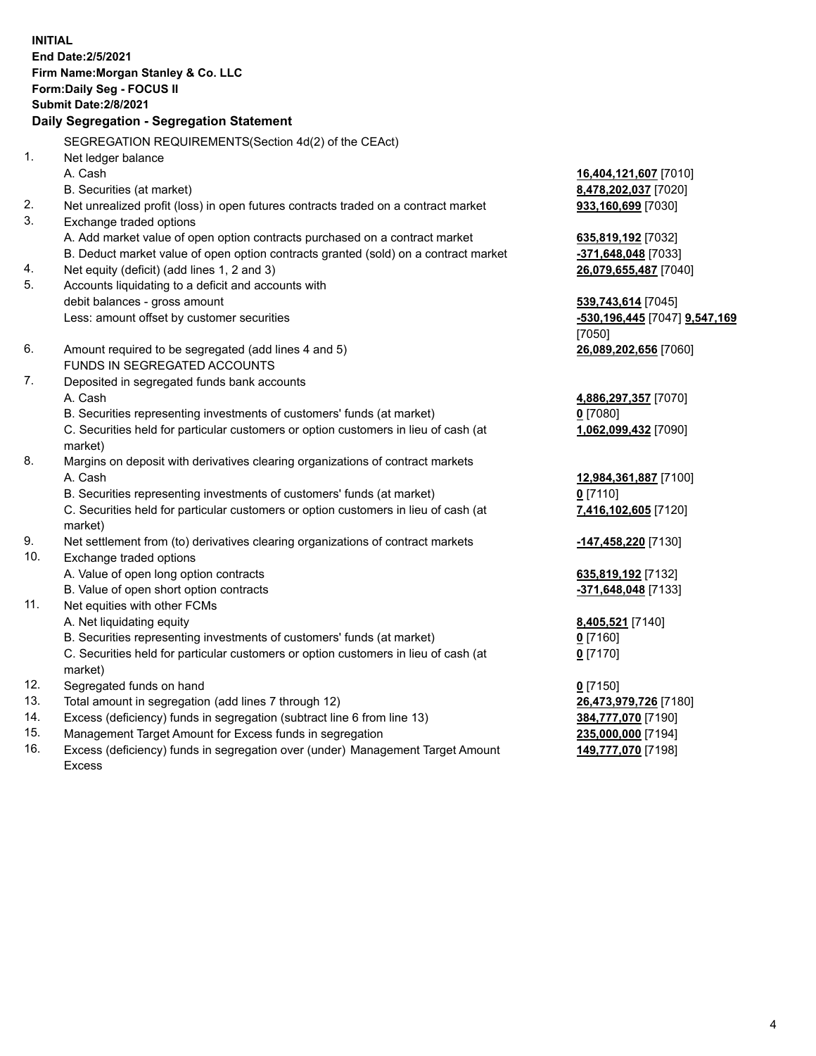**INITIAL**
**End Date:2/5/2021**
**Firm Name:Morgan Stanley & Co. LLC**
**Form:Daily Seg - FOCUS II**
**Submit Date:2/8/2021**

## Daily Segregation - Segregation Statement

| | | |
|---|---|---|
| | SEGREGATION REQUIREMENTS(Section 4d(2) of the CEAct) | |
| 1. | Net ledger balance | |
| | A. Cash | **16,404,121,607** [7010] |
| | B. Securities (at market) | **8,478,202,037** [7020] |
| 2. | Net unrealized profit (loss) in open futures contracts traded on a contract market | **933,160,699** [7030] |
| 3. | Exchange traded options | |
| | A. Add market value of open option contracts purchased on a contract market | **635,819,192** [7032] |
| | B. Deduct market value of open option contracts granted (sold) on a contract market | **-371,648,048** [7033] |
| 4. | Net equity (deficit) (add lines 1, 2 and 3) | **26,079,655,487** [7040] |
| 5. | Accounts liquidating to a deficit and accounts with debit balances - gross amount | **539,743,614** [7045] |
| | Less: amount offset by customer securities | **-530,196,445** [7047] **9,547,169** [7050] |
| 6. | Amount required to be segregated (add lines 4 and 5) | **26,089,202,656** [7060] |
| | FUNDS IN SEGREGATED ACCOUNTS | |
| 7. | Deposited in segregated funds bank accounts | |
| | A. Cash | **4,886,297,357** [7070] |
| | B. Securities representing investments of customers' funds (at market) | **0** [7080] |
| | C. Securities held for particular customers or option customers in lieu of cash (at market) | **1,062,099,432** [7090] |
| 8. | Margins on deposit with derivatives clearing organizations of contract markets | |
| | A. Cash | **12,984,361,887** [7100] |
| | B. Securities representing investments of customers' funds (at market) | **0** [7110] |
| | C. Securities held for particular customers or option customers in lieu of cash (at market) | **7,416,102,605** [7120] |
| 9. | Net settlement from (to) derivatives clearing organizations of contract markets | **-147,458,220** [7130] |
| 10. | Exchange traded options | |
| | A. Value of open long option contracts | **635,819,192** [7132] |
| | B. Value of open short option contracts | **-371,648,048** [7133] |
| 11. | Net equities with other FCMs | |
| | A. Net liquidating equity | **8,405,521** [7140] |
| | B. Securities representing investments of customers' funds (at market) | **0** [7160] |
| | C. Securities held for particular customers or option customers in lieu of cash (at market) | **0** [7170] |
| 12. | Segregated funds on hand | **0** [7150] |
| 13. | Total amount in segregation (add lines 7 through 12) | **26,473,979,726** [7180] |
| 14. | Excess (deficiency) funds in segregation (subtract line 6 from line 13) | **384,777,070** [7190] |
| 15. | Management Target Amount for Excess funds in segregation | **235,000,000** [7194] |
| 16. | Excess (deficiency) funds in segregation over (under) Management Target Amount Excess | **149,777,070** [7198] |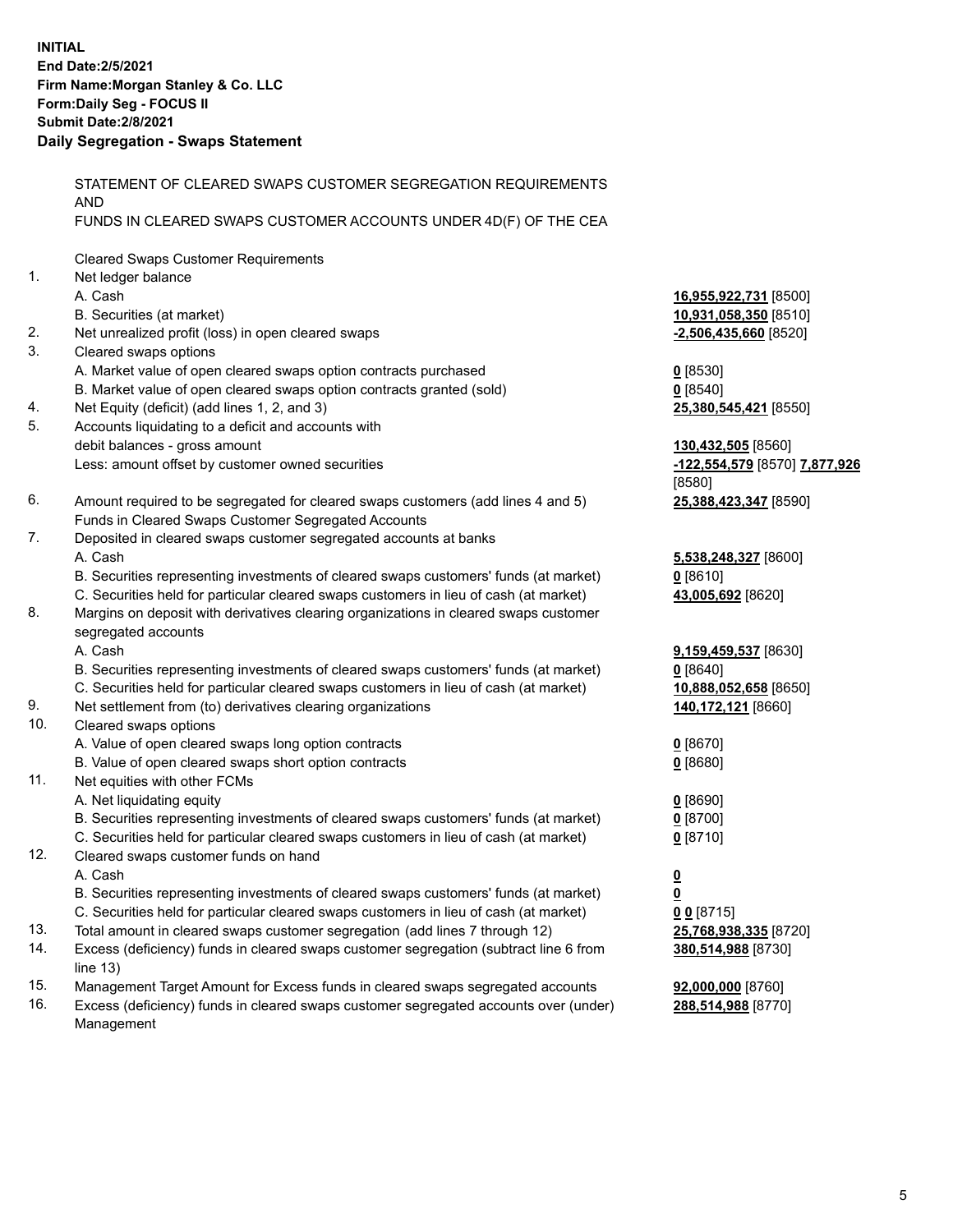**INITIAL**
**End Date:2/5/2021**
**Firm Name:Morgan Stanley & Co. LLC**
**Form:Daily Seg - FOCUS II**
**Submit Date:2/8/2021**
**Daily Segregation - Swaps Statement**

STATEMENT OF CLEARED SWAPS CUSTOMER SEGREGATION REQUIREMENTS AND FUNDS IN CLEARED SWAPS CUSTOMER ACCOUNTS UNDER 4D(F) OF THE CEA

| | | |
|---|---|---|
| | Cleared Swaps Customer Requirements | |
| 1. | Net ledger balance | |
| | A. Cash | **16,955,922,731** [8500] |
| | B. Securities (at market) | **10,931,058,350** [8510] |
| 2. | Net unrealized profit (loss) in open cleared swaps | **-2,506,435,660** [8520] |
| 3. | Cleared swaps options | |
| | A. Market value of open cleared swaps option contracts purchased | **0** [8530] |
| | B. Market value of open cleared swaps option contracts granted (sold) | **0** [8540] |
| 4. | Net Equity (deficit) (add lines 1, 2, and 3) | **25,380,545,421** [8550] |
| 5. | Accounts liquidating to a deficit and accounts with debit balances - gross amount | **130,432,505** [8560] |
| | Less: amount offset by customer owned securities | **-122,554,579** [8570] **7,877,926** [8580] |
| 6. | Amount required to be segregated for cleared swaps customers (add lines 4 and 5) | **25,388,423,347** [8590] |
| | Funds in Cleared Swaps Customer Segregated Accounts | |
| 7. | Deposited in cleared swaps customer segregated accounts at banks | |
| | A. Cash | **5,538,248,327** [8600] |
| | B. Securities representing investments of cleared swaps customers' funds (at market) | **0** [8610] |
| | C. Securities held for particular cleared swaps customers in lieu of cash (at market) | **43,005,692** [8620] |
| 8. | Margins on deposit with derivatives clearing organizations in cleared swaps customer segregated accounts | |
| | A. Cash | **9,159,459,537** [8630] |
| | B. Securities representing investments of cleared swaps customers' funds (at market) | **0** [8640] |
| | C. Securities held for particular cleared swaps customers in lieu of cash (at market) | **10,888,052,658** [8650] |
| 9. | Net settlement from (to) derivatives clearing organizations | **140,172,121** [8660] |
| 10. | Cleared swaps options | |
| | A. Value of open cleared swaps long option contracts | **0** [8670] |
| | B. Value of open cleared swaps short option contracts | **0** [8680] |
| 11. | Net equities with other FCMs | |
| | A. Net liquidating equity | **0** [8690] |
| | B. Securities representing investments of cleared swaps customers' funds (at market) | **0** [8700] |
| | C. Securities held for particular cleared swaps customers in lieu of cash (at market) | **0** [8710] |
| 12. | Cleared swaps customer funds on hand | |
| | A. Cash | **0** |
| | B. Securities representing investments of cleared swaps customers' funds (at market) | **0** |
| | C. Securities held for particular cleared swaps customers in lieu of cash (at market) | **0** **0** [8715] |
| 13. | Total amount in cleared swaps customer segregation (add lines 7 through 12) | **25,768,938,335** [8720] |
| 14. | Excess (deficiency) funds in cleared swaps customer segregation (subtract line 6 from line 13) | **380,514,988** [8730] |
| 15. | Management Target Amount for Excess funds in cleared swaps segregated accounts | **92,000,000** [8760] |
| 16. | Excess (deficiency) funds in cleared swaps customer segregated accounts over (under) Management | **288,514,988** [8770] |